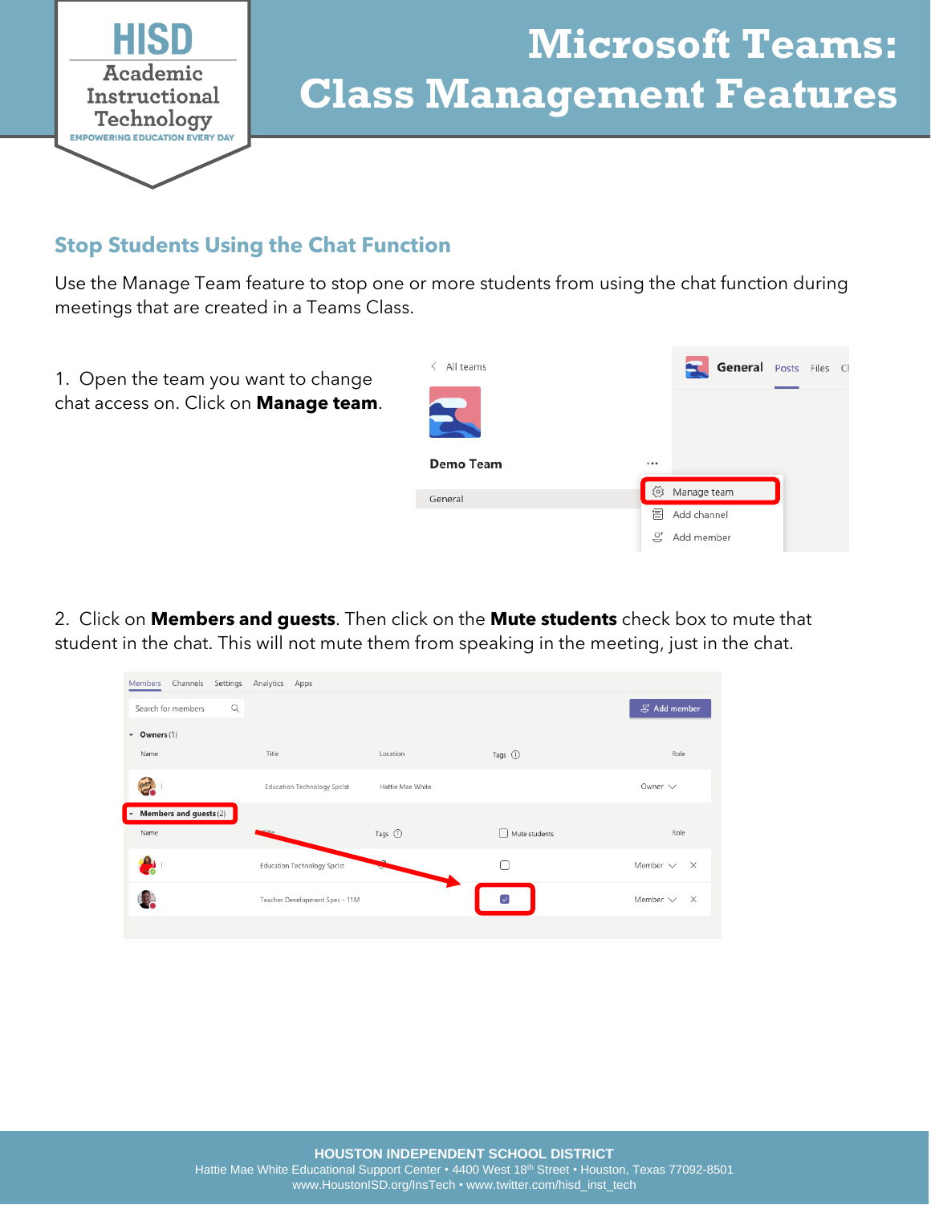# Microsoft Teams: Class Management Features

## Stop Students Using the Chat Function

Use the Manage Team feature to stop one or more students from using the chat function during meetings that are created in a Teams Class.

1. Open the team you want to change chat access on. Click on **Manage team**.

2. Click on **Members and guests**. Then click on the **Mute students** check box to mute that student in the chat. This will not mute them from speaking in the meeting, just in the chat.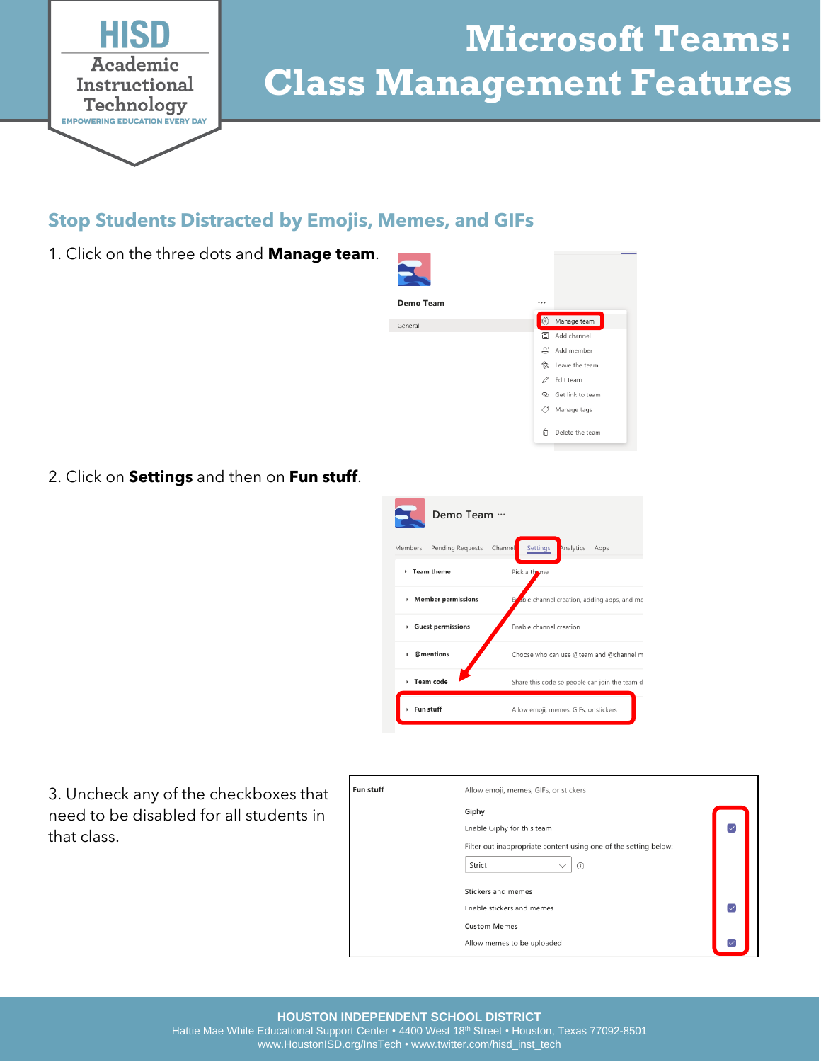# Microsoft Teams: Class Management Features

## Stop Students Distracted by Emojis, Memes, and GIFs

1. Click on the three dots and **Manage team**.

2. Click on **Settings** and then on **Fun stuff**.

3. Uncheck any of the checkboxes that need to be disabled for all students in that class.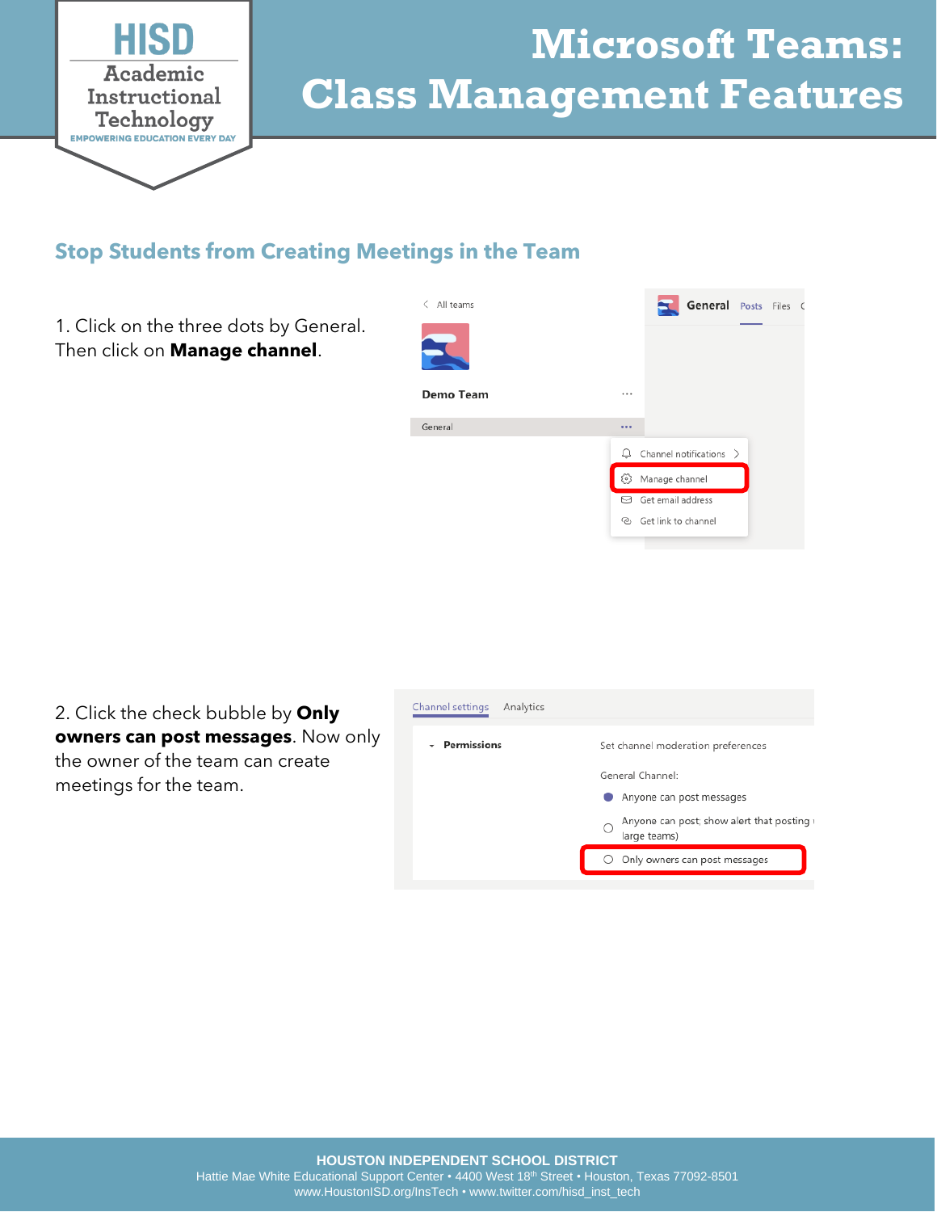# Microsoft Teams: Class Management Features

## Stop Students from Creating Meetings in the Team

1. Click on the three dots by General. Then click on **Manage channel**.

2. Click the check bubble by **Only owners can post messages**. Now only the owner of the team can create meetings for the team.